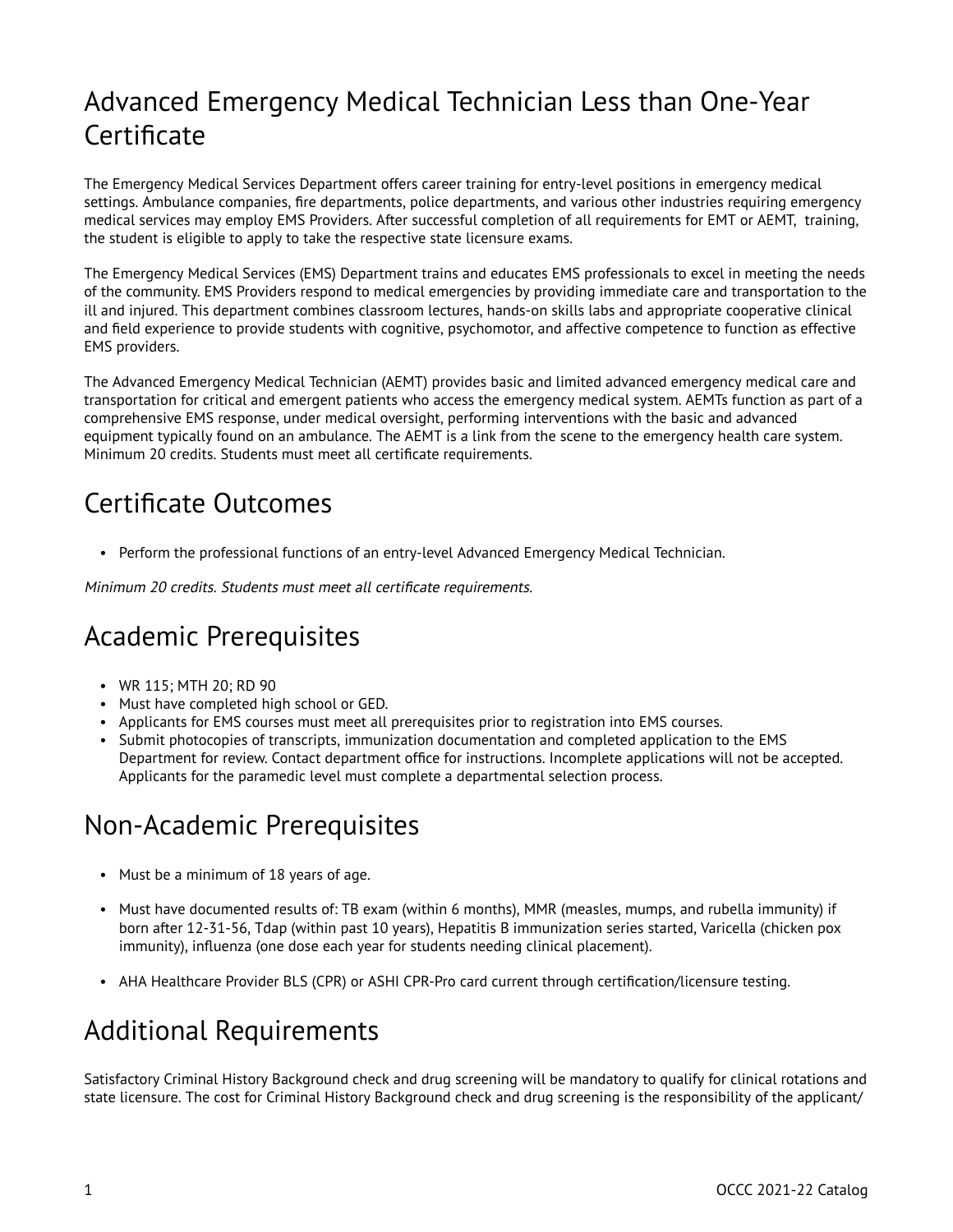# Advanced Emergency Medical Technician Less than One-Year Certificate

The Emergency Medical Services Department offers career training for entry-level positions in emergency medical settings. Ambulance companies, fire departments, police departments, and various other industries requiring emergency medical services may employ EMS Providers. After successful completion of all requirements for EMT or AEMT, training, the student is eligible to apply to take the respective state licensure exams.

The Emergency Medical Services (EMS) Department trains and educates EMS professionals to excel in meeting the needs of the community. EMS Providers respond to medical emergencies by providing immediate care and transportation to the ill and injured. This department combines classroom lectures, hands-on skills labs and appropriate cooperative clinical and field experience to provide students with cognitive, psychomotor, and affective competence to function as effective EMS providers.

The Advanced Emergency Medical Technician (AEMT) provides basic and limited advanced emergency medical care and transportation for critical and emergent patients who access the emergency medical system. AEMTs function as part of a comprehensive EMS response, under medical oversight, performing interventions with the basic and advanced equipment typically found on an ambulance. The AEMT is a link from the scene to the emergency health care system. Minimum 20 credits. Students must meet all certificate requirements.

## Certificate Outcomes

- Perform the professional functions of an entry-level Advanced Emergency Medical Technician.

*Minimum 20 credits. Students must meet all certificate requirements.*

## Academic Prerequisites

- WR 115; MTH 20; RD 90
- Must have completed high school or GED.
- Applicants for EMS courses must meet all prerequisites prior to registration into EMS courses.
- Submit photocopies of transcripts, immunization documentation and completed application to the EMS Department for review. Contact department office for instructions. Incomplete applications will not be accepted. Applicants for the paramedic level must complete a departmental selection process.

## Non-Academic Prerequisites

- Must be a minimum of 18 years of age.
- Must have documented results of: TB exam (within 6 months), MMR (measles, mumps, and rubella immunity) if born after 12-31-56, Tdap (within past 10 years), Hepatitis B immunization series started, Varicella (chicken pox immunity), influenza (one dose each year for students needing clinical placement).
- AHA Healthcare Provider BLS (CPR) or ASHI CPR-Pro card current through certification/licensure testing.

## Additional Requirements

Satisfactory Criminal History Background check and drug screening will be mandatory to qualify for clinical rotations and state licensure. The cost for Criminal History Background check and drug screening is the responsibility of the applicant/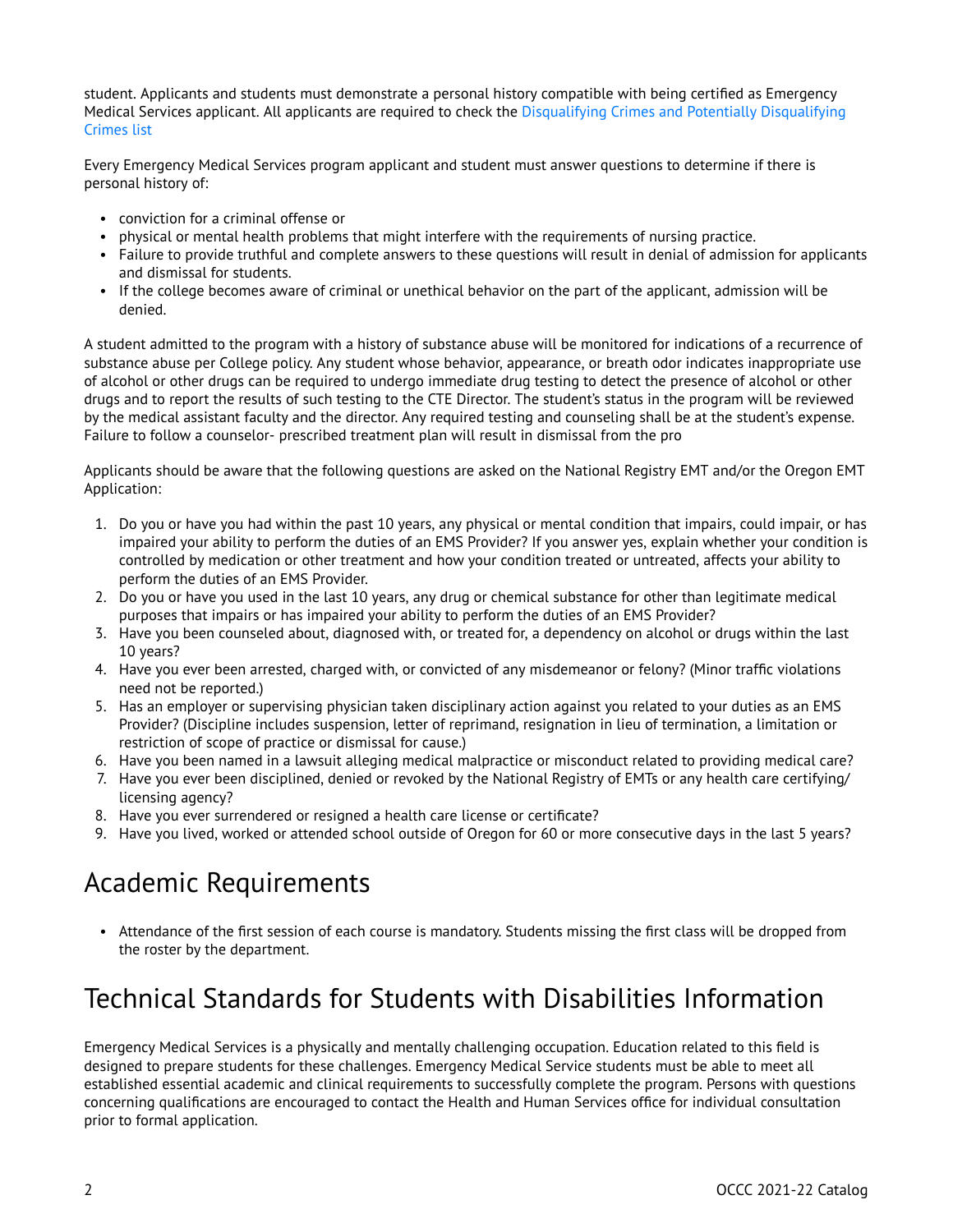student. Applicants and students must demonstrate a personal history compatible with being certified as Emergency Medical Services applicant. All applicants are required to check the Disqualifying Crimes and Potentially Disqualifying Crimes list

Every Emergency Medical Services program applicant and student must answer questions to determine if there is personal history of:

- conviction for a criminal offense or
- physical or mental health problems that might interfere with the requirements of nursing practice.
- Failure to provide truthful and complete answers to these questions will result in denial of admission for applicants and dismissal for students.
- If the college becomes aware of criminal or unethical behavior on the part of the applicant, admission will be denied.

A student admitted to the program with a history of substance abuse will be monitored for indications of a recurrence of substance abuse per College policy. Any student whose behavior, appearance, or breath odor indicates inappropriate use of alcohol or other drugs can be required to undergo immediate drug testing to detect the presence of alcohol or other drugs and to report the results of such testing to the CTE Director. The student's status in the program will be reviewed by the medical assistant faculty and the director. Any required testing and counseling shall be at the student's expense. Failure to follow a counselor- prescribed treatment plan will result in dismissal from the pro

Applicants should be aware that the following questions are asked on the National Registry EMT and/or the Oregon EMT Application:

1. Do you or have you had within the past 10 years, any physical or mental condition that impairs, could impair, or has impaired your ability to perform the duties of an EMS Provider? If you answer yes, explain whether your condition is controlled by medication or other treatment and how your condition treated or untreated, affects your ability to perform the duties of an EMS Provider.
2. Do you or have you used in the last 10 years, any drug or chemical substance for other than legitimate medical purposes that impairs or has impaired your ability to perform the duties of an EMS Provider?
3. Have you been counseled about, diagnosed with, or treated for, a dependency on alcohol or drugs within the last 10 years?
4. Have you ever been arrested, charged with, or convicted of any misdemeanor or felony? (Minor traffic violations need not be reported.)
5. Has an employer or supervising physician taken disciplinary action against you related to your duties as an EMS Provider? (Discipline includes suspension, letter of reprimand, resignation in lieu of termination, a limitation or restriction of scope of practice or dismissal for cause.)
6. Have you been named in a lawsuit alleging medical malpractice or misconduct related to providing medical care?
7. Have you ever been disciplined, denied or revoked by the National Registry of EMTs or any health care certifying/ licensing agency?
8. Have you ever surrendered or resigned a health care license or certificate?
9. Have you lived, worked or attended school outside of Oregon for 60 or more consecutive days in the last 5 years?

## Academic Requirements

- Attendance of the first session of each course is mandatory. Students missing the first class will be dropped from the roster by the department.

## Technical Standards for Students with Disabilities Information

Emergency Medical Services is a physically and mentally challenging occupation. Education related to this field is designed to prepare students for these challenges. Emergency Medical Service students must be able to meet all established essential academic and clinical requirements to successfully complete the program. Persons with questions concerning qualifications are encouraged to contact the Health and Human Services office for individual consultation prior to formal application.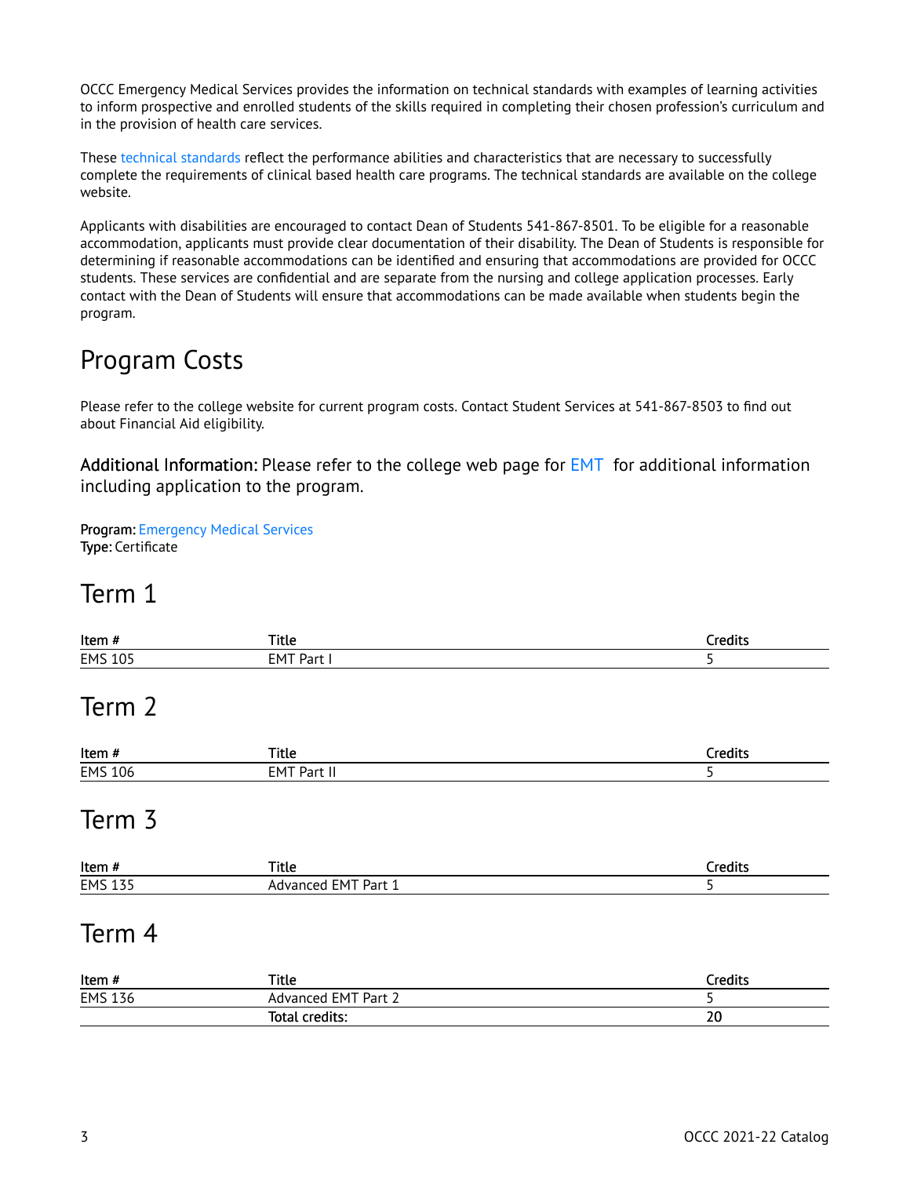OCCC Emergency Medical Services provides the information on technical standards with examples of learning activities to inform prospective and enrolled students of the skills required in completing their chosen profession's curriculum and in the provision of health care services.

These technical standards reflect the performance abilities and characteristics that are necessary to successfully complete the requirements of clinical based health care programs. The technical standards are available on the college website.

Applicants with disabilities are encouraged to contact Dean of Students 541-867-8501. To be eligible for a reasonable accommodation, applicants must provide clear documentation of their disability. The Dean of Students is responsible for determining if reasonable accommodations can be identified and ensuring that accommodations are provided for OCCC students. These services are confidential and are separate from the nursing and college application processes. Early contact with the Dean of Students will ensure that accommodations can be made available when students begin the program.

## Program Costs

Please refer to the college website for current program costs. Contact Student Services at 541-867-8503 to find out about Financial Aid eligibility.

**Additional Information:** Please refer to the college web page for EMT for additional information including application to the program.

**Program:** Emergency Medical Services
**Type:** Certificate

## Term 1

| Item # | Title | Credits |
|---|---|---|
| EMS 105 | EMT Part I | 5 |

## Term 2

| Item # | Title | Credits |
|---|---|---|
| EMS 106 | EMT Part II | 5 |

## Term 3

| Item # | Title | Credits |
|---|---|---|
| EMS 135 | Advanced EMT Part 1 | 5 |

## Term 4

| Item # | Title | Credits |
|---|---|---|
| EMS 136 | Advanced EMT Part 2 | 5 |
| | **Total credits:** | **20** |